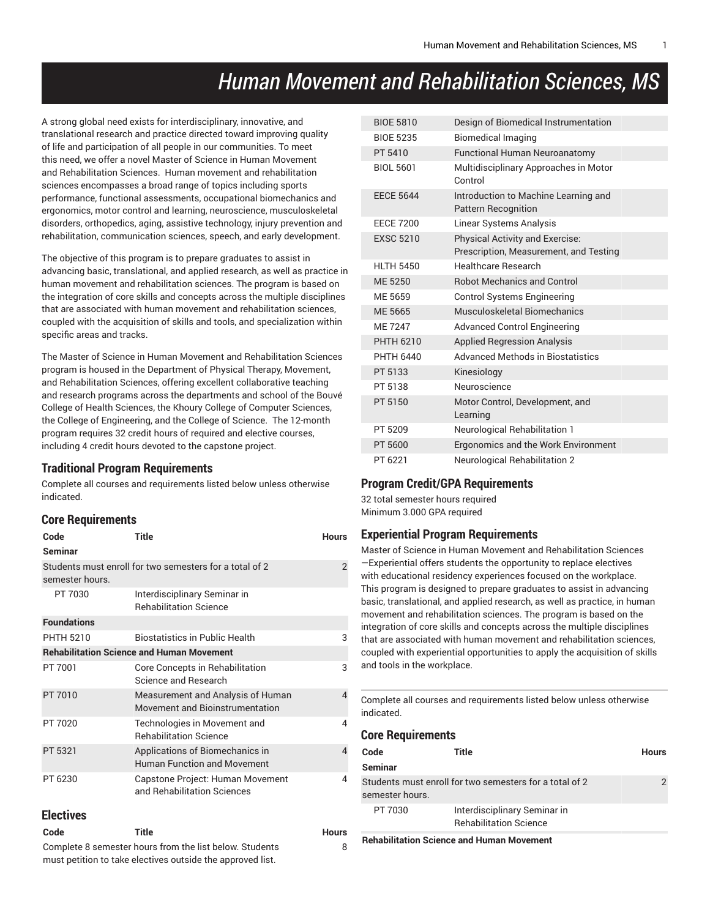# Human Movement and Rehabilitation Sciences, MS

A strong global need exists for interdisciplinary, innovative, and translational research and practice directed toward improving quality of life and participation of all people in our communities. To meet this need, we offer a novel Master of Science in Human Movement and Rehabilitation Sciences. Human movement and rehabilitation sciences encompasses a broad range of topics including sports performance, functional assessments, occupational biomechanics and ergonomics, motor control and learning, neuroscience, musculoskeletal disorders, orthopedics, aging, assistive technology, injury prevention and rehabilitation, communication sciences, speech, and early development.

The objective of this program is to prepare graduates to assist in advancing basic, translational, and applied research, as well as practice in human movement and rehabilitation sciences. The program is based on the integration of core skills and concepts across the multiple disciplines that are associated with human movement and rehabilitation sciences, coupled with the acquisition of skills and tools, and specialization within specific areas and tracks.

The Master of Science in Human Movement and Rehabilitation Sciences program is housed in the Department of Physical Therapy, Movement, and Rehabilitation Sciences, offering excellent collaborative teaching and research programs across the departments and school of the Bouvé College of Health Sciences, the Khoury College of Computer Sciences, the College of Engineering, and the College of Science. The 12-month program requires 32 credit hours of required and elective courses, including 4 credit hours devoted to the capstone project.

## Traditional Program Requirements

Complete all courses and requirements listed below unless otherwise indicated.

### Core Requirements

| Code | Title | Hours |
|---|---|---|
| **Seminar** | | |
| Students must enroll for two semesters for a total of 2 semester hours. | | 2 |
| PT 7030 | Interdisciplinary Seminar in Rehabilitation Science | |
| **Foundations** | | |
| PHTH 5210 | Biostatistics in Public Health | 3 |
| **Rehabilitation Science and Human Movement** | | |
| PT 7001 | Core Concepts in Rehabilitation Science and Research | 3 |
| PT 7010 | Measurement and Analysis of Human Movement and Bioinstrumentation | 4 |
| PT 7020 | Technologies in Movement and Rehabilitation Science | 4 |
| PT 5321 | Applications of Biomechanics in Human Function and Movement | 4 |
| PT 6230 | Capstone Project: Human Movement and Rehabilitation Sciences | 4 |

### Electives

| Code | Title | Hours |
|---|---|---|
| Complete 8 semester hours from the list below. Students must petition to take electives outside the approved list. | | 8 |
| BIOE 5810 | Design of Biomedical Instrumentation | |
| BIOE 5235 | Biomedical Imaging | |
| PT 5410 | Functional Human Neuroanatomy | |
| BIOL 5601 | Multidisciplinary Approaches in Motor Control | |
| EECE 5644 | Introduction to Machine Learning and Pattern Recognition | |
| EECE 7200 | Linear Systems Analysis | |
| EXSC 5210 | Physical Activity and Exercise: Prescription, Measurement, and Testing | |
| HLTH 5450 | Healthcare Research | |
| ME 5250 | Robot Mechanics and Control | |
| ME 5659 | Control Systems Engineering | |
| ME 5665 | Musculoskeletal Biomechanics | |
| ME 7247 | Advanced Control Engineering | |
| PHTH 6210 | Applied Regression Analysis | |
| PHTH 6440 | Advanced Methods in Biostatistics | |
| PT 5133 | Kinesiology | |
| PT 5138 | Neuroscience | |
| PT 5150 | Motor Control, Development, and Learning | |
| PT 5209 | Neurological Rehabilitation 1 | |
| PT 5600 | Ergonomics and the Work Environment | |
| PT 6221 | Neurological Rehabilitation 2 | |

### Program Credit/GPA Requirements

32 total semester hours required
Minimum 3.000 GPA required

## Experiential Program Requirements

Master of Science in Human Movement and Rehabilitation Sciences—Experiential offers students the opportunity to replace electives with educational residency experiences focused on the workplace. This program is designed to prepare graduates to assist in advancing basic, translational, and applied research, as well as practice, in human movement and rehabilitation sciences. The program is based on the integration of core skills and concepts across the multiple disciplines that are associated with human movement and rehabilitation sciences, coupled with experiential opportunities to apply the acquisition of skills and tools in the workplace.

Complete all courses and requirements listed below unless otherwise indicated.

### Core Requirements

| Code | Title | Hours |
|---|---|---|
| **Seminar** | | |
| Students must enroll for two semesters for a total of 2 semester hours. | | 2 |
| PT 7030 | Interdisciplinary Seminar in Rehabilitation Science | |
| **Rehabilitation Science and Human Movement** | | |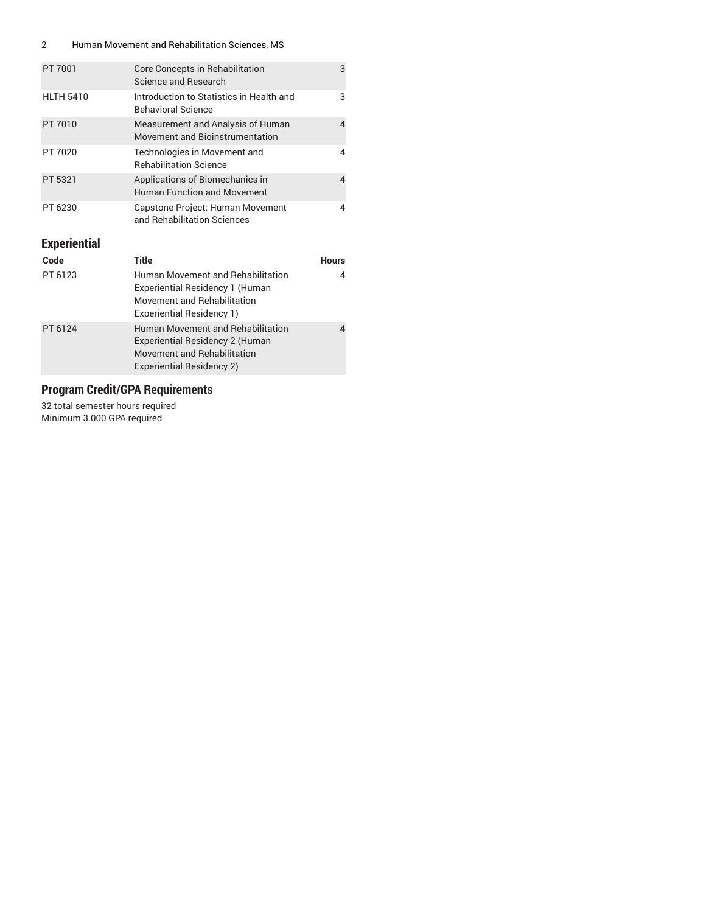| | | |
|---|---|---|
| PT 7001 | Core Concepts in Rehabilitation Science and Research | 3 |
| HLTH 5410 | Introduction to Statistics in Health and Behavioral Science | 3 |
| PT 7010 | Measurement and Analysis of Human Movement and Bioinstrumentation | 4 |
| PT 7020 | Technologies in Movement and Rehabilitation Science | 4 |
| PT 5321 | Applications of Biomechanics in Human Function and Movement | 4 |
| PT 6230 | Capstone Project: Human Movement and Rehabilitation Sciences | 4 |

## Experiential

| Code | Title | Hours |
|---|---|---|
| PT 6123 | Human Movement and Rehabilitation Experiential Residency 1 (Human Movement and Rehabilitation Experiential Residency 1) | 4 |
| PT 6124 | Human Movement and Rehabilitation Experiential Residency 2 (Human Movement and Rehabilitation Experiential Residency 2) | 4 |

## Program Credit/GPA Requirements

32 total semester hours required
Minimum 3.000 GPA required